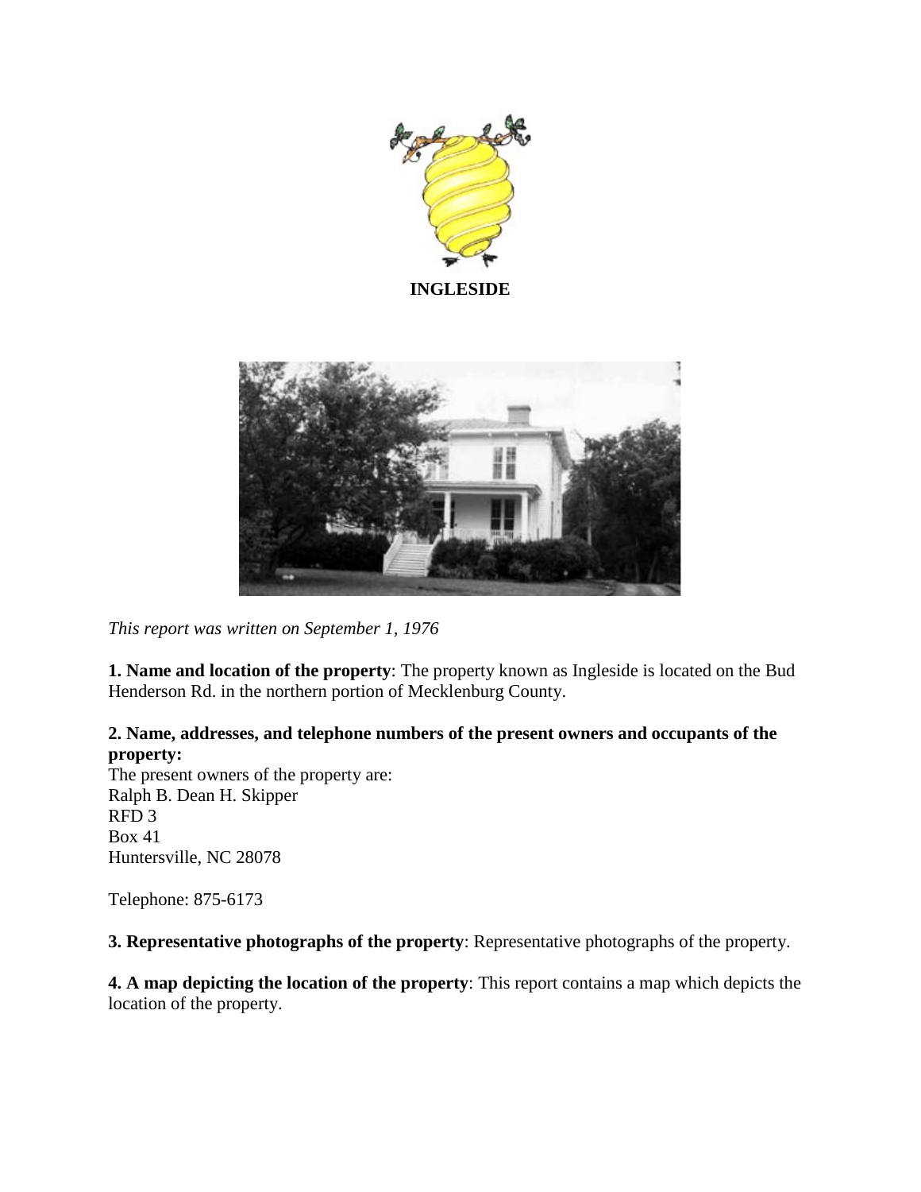**INGLESIDE**

*This report was written on September 1, 1976*

**1. Name and location of the property**: The property known as Ingleside is located on the Bud Henderson Rd. in the northern portion of Mecklenburg County.

**2. Name, addresses, and telephone numbers of the present owners and occupants of the property:**
The present owners of the property are:
Ralph B. Dean H. Skipper
RFD 3
Box 41
Huntersville, NC 28078

Telephone: 875-6173

**3. Representative photographs of the property**: Representative photographs of the property.

**4. A map depicting the location of the property**: This report contains a map which depicts the location of the property.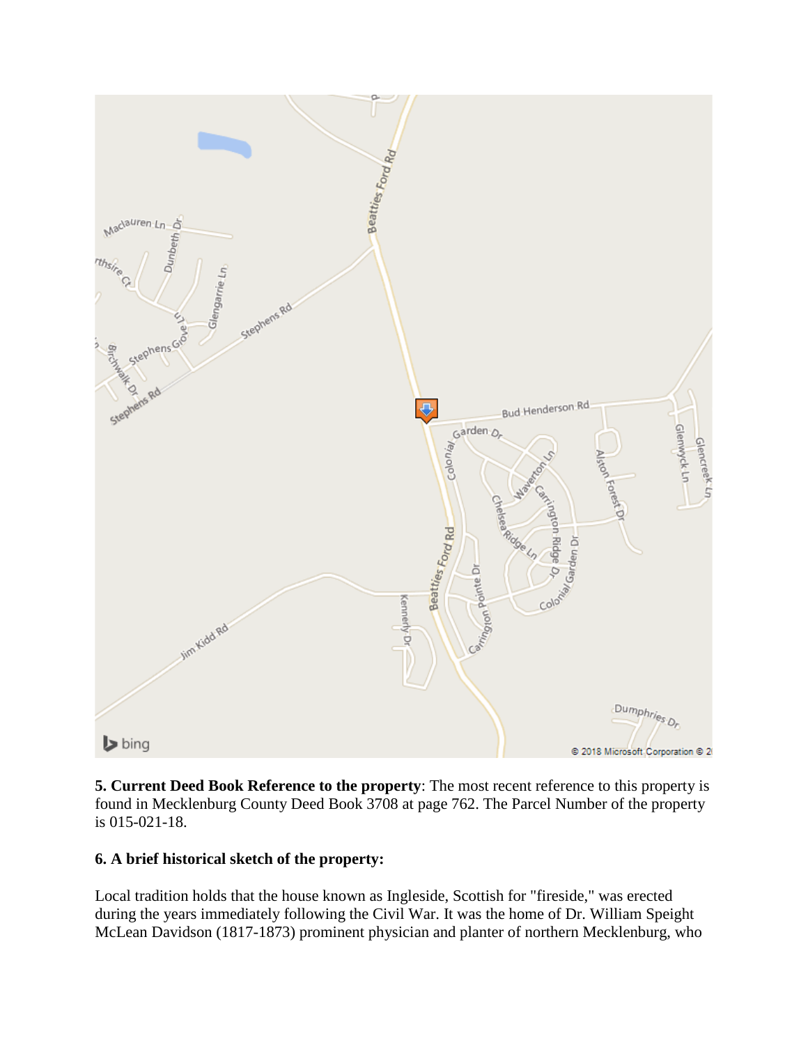**5. Current Deed Book Reference to the property**: The most recent reference to this property is found in Mecklenburg County Deed Book 3708 at page 762. The Parcel Number of the property is 015-021-18.

**6. A brief historical sketch of the property:**

Local tradition holds that the house known as Ingleside, Scottish for "fireside," was erected during the years immediately following the Civil War. It was the home of Dr. William Speight McLean Davidson (1817-1873) prominent physician and planter of northern Mecklenburg, who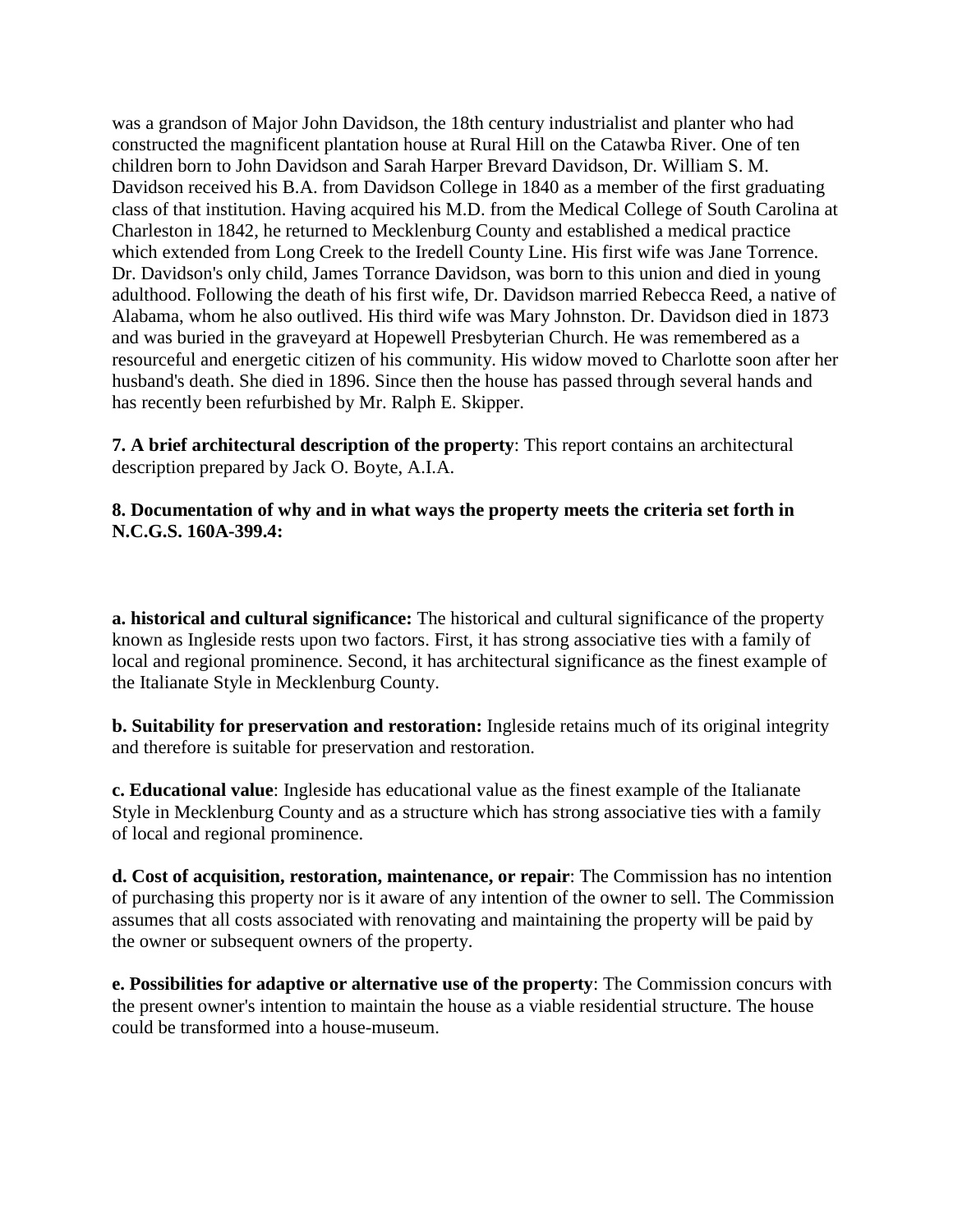was a grandson of Major John Davidson, the 18th century industrialist and planter who had constructed the magnificent plantation house at Rural Hill on the Catawba River. One of ten children born to John Davidson and Sarah Harper Brevard Davidson, Dr. William S. M. Davidson received his B.A. from Davidson College in 1840 as a member of the first graduating class of that institution. Having acquired his M.D. from the Medical College of South Carolina at Charleston in 1842, he returned to Mecklenburg County and established a medical practice which extended from Long Creek to the Iredell County Line. His first wife was Jane Torrence. Dr. Davidson's only child, James Torrance Davidson, was born to this union and died in young adulthood. Following the death of his first wife, Dr. Davidson married Rebecca Reed, a native of Alabama, whom he also outlived. His third wife was Mary Johnston. Dr. Davidson died in 1873 and was buried in the graveyard at Hopewell Presbyterian Church. He was remembered as a resourceful and energetic citizen of his community. His widow moved to Charlotte soon after her husband's death. She died in 1896. Since then the house has passed through several hands and has recently been refurbished by Mr. Ralph E. Skipper.

**7. A brief architectural description of the property**: This report contains an architectural description prepared by Jack O. Boyte, A.I.A.

**8. Documentation of why and in what ways the property meets the criteria set forth in N.C.G.S. 160A-399.4:**

**a. historical and cultural significance:** The historical and cultural significance of the property known as Ingleside rests upon two factors. First, it has strong associative ties with a family of local and regional prominence. Second, it has architectural significance as the finest example of the Italianate Style in Mecklenburg County.

**b. Suitability for preservation and restoration:** Ingleside retains much of its original integrity and therefore is suitable for preservation and restoration.

**c. Educational value**: Ingleside has educational value as the finest example of the Italianate Style in Mecklenburg County and as a structure which has strong associative ties with a family of local and regional prominence.

**d. Cost of acquisition, restoration, maintenance, or repair**: The Commission has no intention of purchasing this property nor is it aware of any intention of the owner to sell. The Commission assumes that all costs associated with renovating and maintaining the property will be paid by the owner or subsequent owners of the property.

**e. Possibilities for adaptive or alternative use of the property**: The Commission concurs with the present owner's intention to maintain the house as a viable residential structure. The house could be transformed into a house-museum.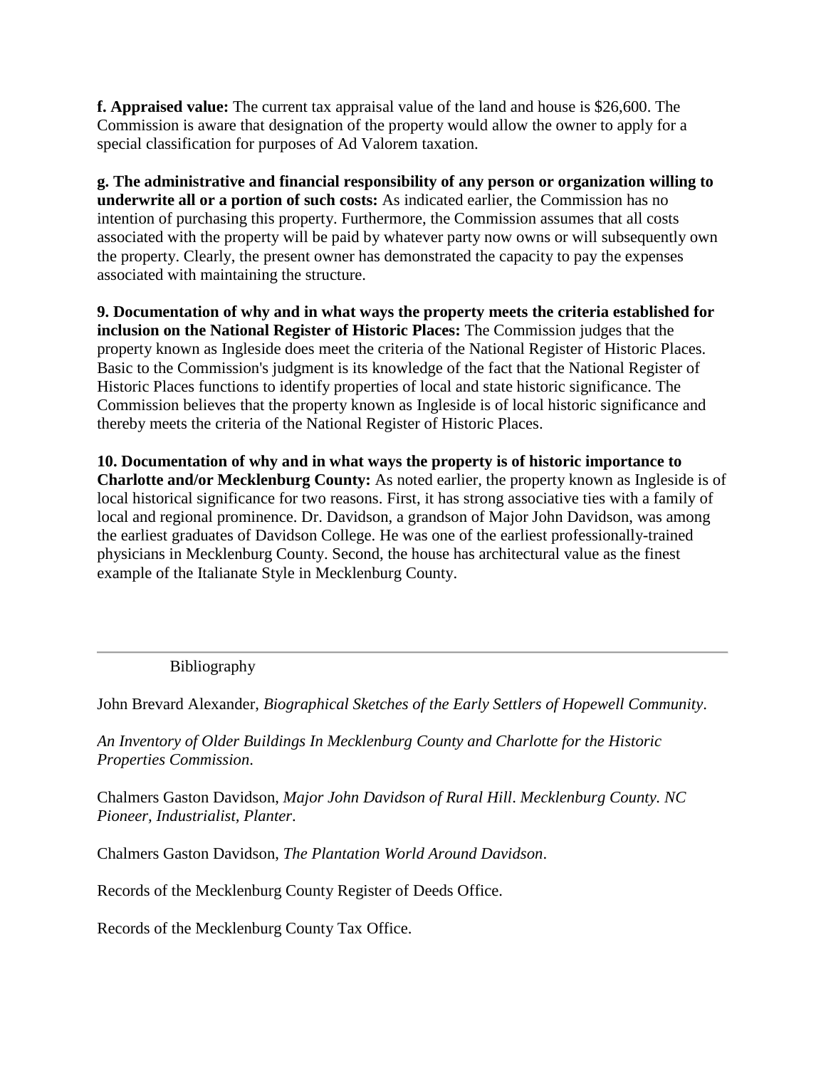**f. Appraised value:** The current tax appraisal value of the land and house is $26,600. The Commission is aware that designation of the property would allow the owner to apply for a special classification for purposes of Ad Valorem taxation.

**g. The administrative and financial responsibility of any person or organization willing to underwrite all or a portion of such costs:** As indicated earlier, the Commission has no intention of purchasing this property. Furthermore, the Commission assumes that all costs associated with the property will be paid by whatever party now owns or will subsequently own the property. Clearly, the present owner has demonstrated the capacity to pay the expenses associated with maintaining the structure.

**9. Documentation of why and in what ways the property meets the criteria established for inclusion on the National Register of Historic Places:** The Commission judges that the property known as Ingleside does meet the criteria of the National Register of Historic Places. Basic to the Commission's judgment is its knowledge of the fact that the National Register of Historic Places functions to identify properties of local and state historic significance. The Commission believes that the property known as Ingleside is of local historic significance and thereby meets the criteria of the National Register of Historic Places.

**10. Documentation of why and in what ways the property is of historic importance to Charlotte and/or Mecklenburg County:** As noted earlier, the property known as Ingleside is of local historical significance for two reasons. First, it has strong associative ties with a family of local and regional prominence. Dr. Davidson, a grandson of Major John Davidson, was among the earliest graduates of Davidson College. He was one of the earliest professionally-trained physicians in Mecklenburg County. Second, the house has architectural value as the finest example of the Italianate Style in Mecklenburg County.

---

Bibliography

John Brevard Alexander, *Biographical Sketches of the Early Settlers of Hopewell Community*.

*An Inventory of Older Buildings In Mecklenburg County and Charlotte for the Historic Properties Commission*.

Chalmers Gaston Davidson, *Major John Davidson of Rural Hill. Mecklenburg County. NC Pioneer, Industrialist, Planter*.

Chalmers Gaston Davidson, *The Plantation World Around Davidson*.

Records of the Mecklenburg County Register of Deeds Office.

Records of the Mecklenburg County Tax Office.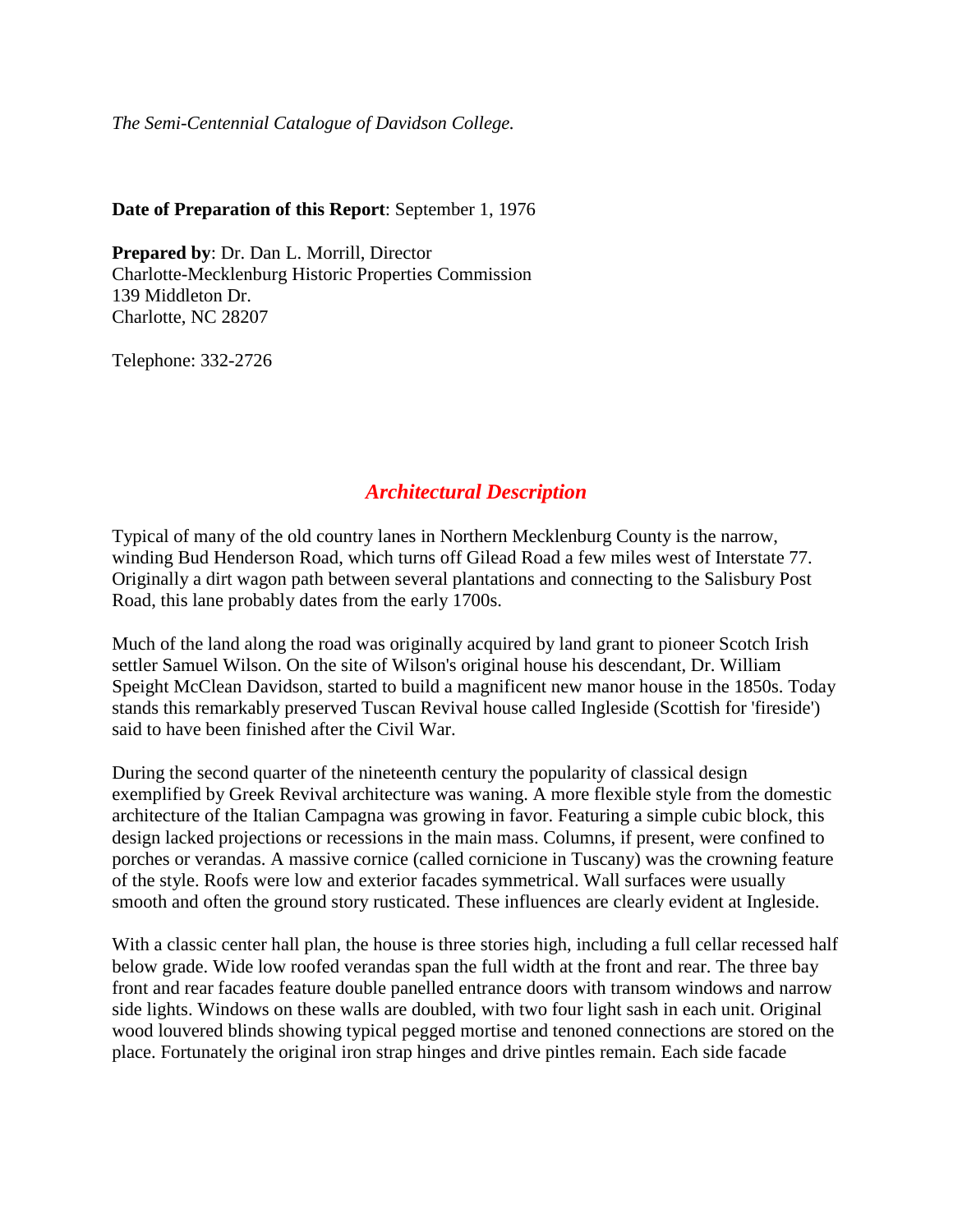*The Semi-Centennial Catalogue of Davidson College.*

**Date of Preparation of this Report**: September 1, 1976

**Prepared by**: Dr. Dan L. Morrill, Director
Charlotte-Mecklenburg Historic Properties Commission
139 Middleton Dr.
Charlotte, NC 28207

Telephone: 332-2726

## *Architectural Description*

Typical of many of the old country lanes in Northern Mecklenburg County is the narrow, winding Bud Henderson Road, which turns off Gilead Road a few miles west of Interstate 77. Originally a dirt wagon path between several plantations and connecting to the Salisbury Post Road, this lane probably dates from the early 1700s.

Much of the land along the road was originally acquired by land grant to pioneer Scotch Irish settler Samuel Wilson. On the site of Wilson's original house his descendant, Dr. William Speight McClean Davidson, started to build a magnificent new manor house in the 1850s. Today stands this remarkably preserved Tuscan Revival house called Ingleside (Scottish for 'fireside') said to have been finished after the Civil War.

During the second quarter of the nineteenth century the popularity of classical design exemplified by Greek Revival architecture was waning. A more flexible style from the domestic architecture of the Italian Campagna was growing in favor. Featuring a simple cubic block, this design lacked projections or recessions in the main mass. Columns, if present, were confined to porches or verandas. A massive cornice (called cornicione in Tuscany) was the crowning feature of the style. Roofs were low and exterior facades symmetrical. Wall surfaces were usually smooth and often the ground story rusticated. These influences are clearly evident at Ingleside.

With a classic center hall plan, the house is three stories high, including a full cellar recessed half below grade. Wide low roofed verandas span the full width at the front and rear. The three bay front and rear facades feature double panelled entrance doors with transom windows and narrow side lights. Windows on these walls are doubled, with two four light sash in each unit. Original wood louvered blinds showing typical pegged mortise and tenoned connections are stored on the place. Fortunately the original iron strap hinges and drive pintles remain. Each side facade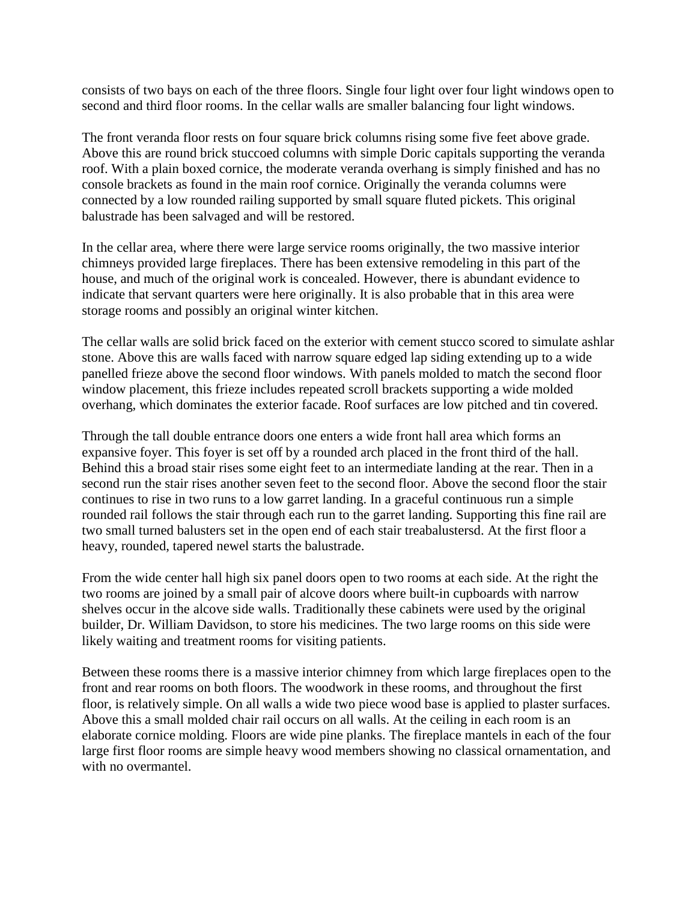consists of two bays on each of the three floors. Single four light over four light windows open to second and third floor rooms. In the cellar walls are smaller balancing four light windows.

The front veranda floor rests on four square brick columns rising some five feet above grade. Above this are round brick stuccoed columns with simple Doric capitals supporting the veranda roof. With a plain boxed cornice, the moderate veranda overhang is simply finished and has no console brackets as found in the main roof cornice. Originally the veranda columns were connected by a low rounded railing supported by small square fluted pickets. This original balustrade has been salvaged and will be restored.

In the cellar area, where there were large service rooms originally, the two massive interior chimneys provided large fireplaces. There has been extensive remodeling in this part of the house, and much of the original work is concealed. However, there is abundant evidence to indicate that servant quarters were here originally. It is also probable that in this area were storage rooms and possibly an original winter kitchen.

The cellar walls are solid brick faced on the exterior with cement stucco scored to simulate ashlar stone. Above this are walls faced with narrow square edged lap siding extending up to a wide panelled frieze above the second floor windows. With panels molded to match the second floor window placement, this frieze includes repeated scroll brackets supporting a wide molded overhang, which dominates the exterior facade. Roof surfaces are low pitched and tin covered.

Through the tall double entrance doors one enters a wide front hall area which forms an expansive foyer. This foyer is set off by a rounded arch placed in the front third of the hall. Behind this a broad stair rises some eight feet to an intermediate landing at the rear. Then in a second run the stair rises another seven feet to the second floor. Above the second floor the stair continues to rise in two runs to a low garret landing. In a graceful continuous run a simple rounded rail follows the stair through each run to the garret landing. Supporting this fine rail are two small turned balusters set in the open end of each stair treabalustersd. At the first floor a heavy, rounded, tapered newel starts the balustrade.

From the wide center hall high six panel doors open to two rooms at each side. At the right the two rooms are joined by a small pair of alcove doors where built-in cupboards with narrow shelves occur in the alcove side walls. Traditionally these cabinets were used by the original builder, Dr. William Davidson, to store his medicines. The two large rooms on this side were likely waiting and treatment rooms for visiting patients.

Between these rooms there is a massive interior chimney from which large fireplaces open to the front and rear rooms on both floors. The woodwork in these rooms, and throughout the first floor, is relatively simple. On all walls a wide two piece wood base is applied to plaster surfaces. Above this a small molded chair rail occurs on all walls. At the ceiling in each room is an elaborate cornice molding. Floors are wide pine planks. The fireplace mantels in each of the four large first floor rooms are simple heavy wood members showing no classical ornamentation, and with no overmantel.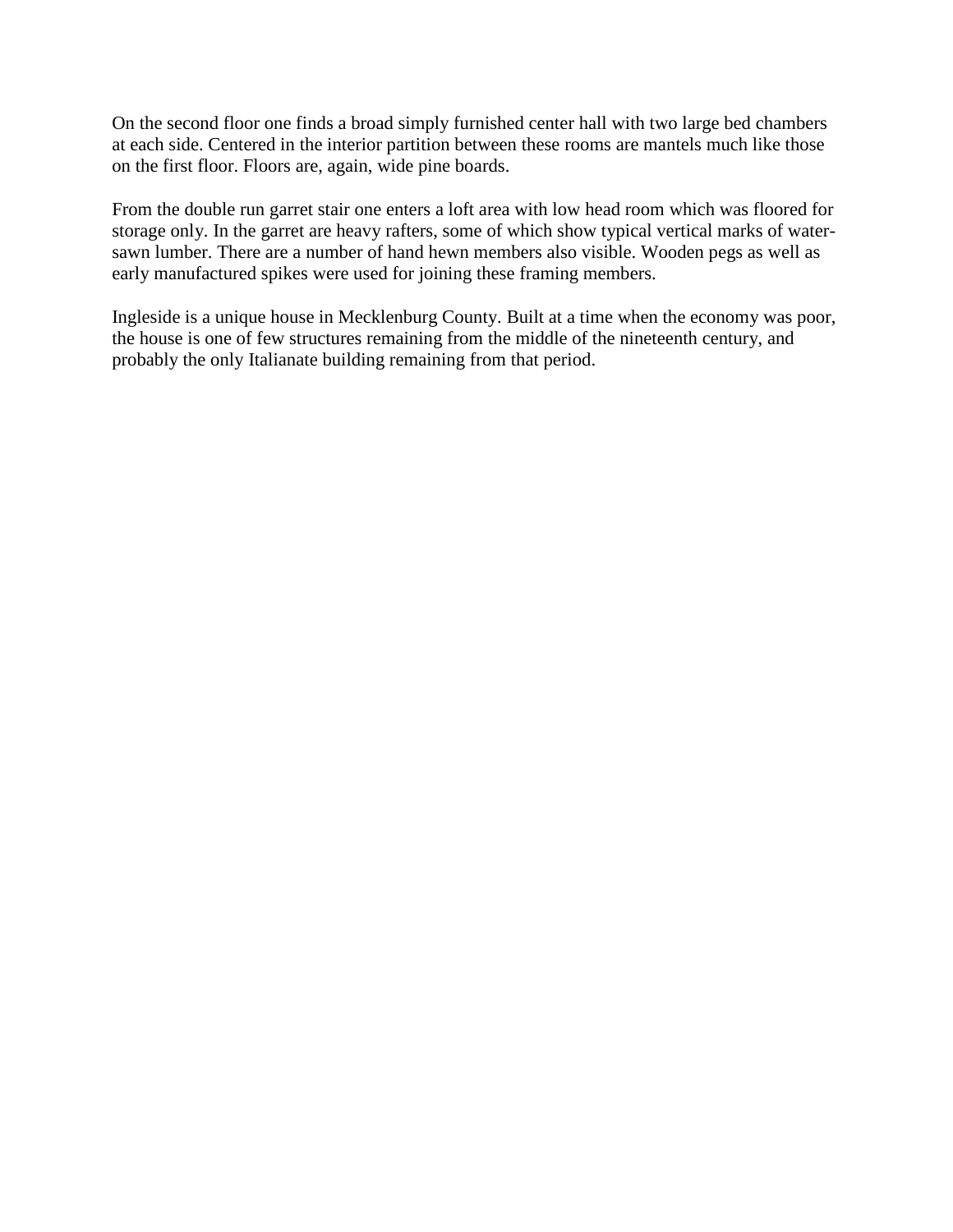On the second floor one finds a broad simply furnished center hall with two large bed chambers at each side. Centered in the interior partition between these rooms are mantels much like those on the first floor. Floors are, again, wide pine boards.

From the double run garret stair one enters a loft area with low head room which was floored for storage only. In the garret are heavy rafters, some of which show typical vertical marks of water-sawn lumber. There are a number of hand hewn members also visible. Wooden pegs as well as early manufactured spikes were used for joining these framing members.

Ingleside is a unique house in Mecklenburg County. Built at a time when the economy was poor, the house is one of few structures remaining from the middle of the nineteenth century, and probably the only Italianate building remaining from that period.